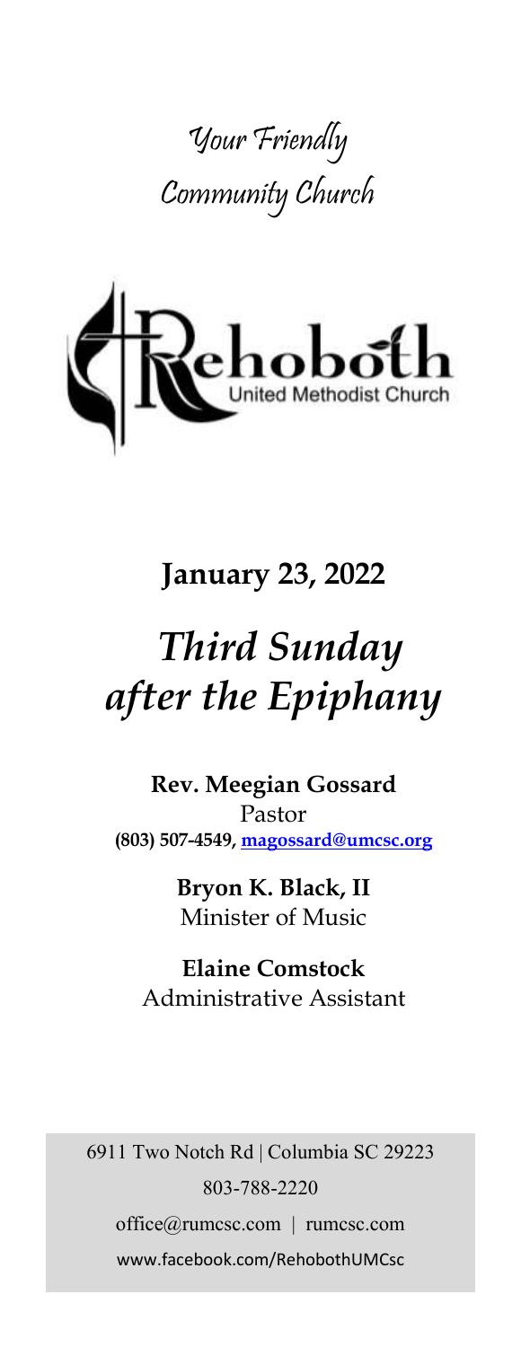Your Friendly
Community Church

Rehoboth
United Methodist Church

## January 23, 2022

# *Third Sunday after the Epiphany*

**Rev. Meegian Gossard**
Pastor
**(803) 507-4549, magossard@umcsc.org**

**Bryon K. Black, II**
Minister of Music

**Elaine Comstock**
Administrative Assistant

6911 Two Notch Rd | Columbia SC 29223
803-788-2220
office@rumcsc.com | rumcsc.com
www.facebook.com/RehobothUMCsc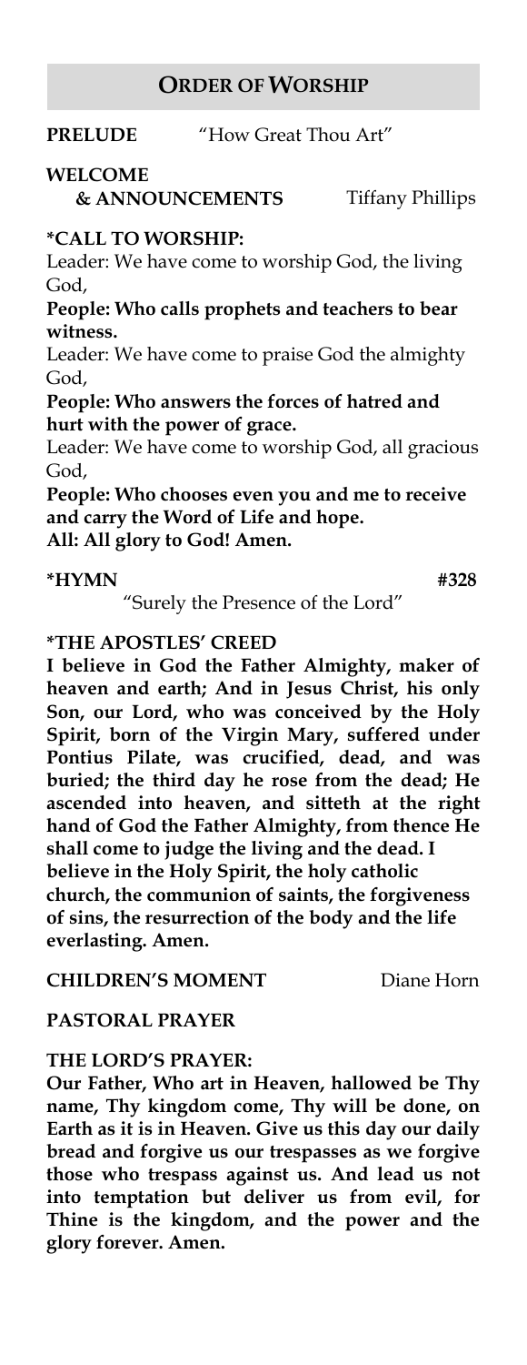## ORDER OF WORSHIP

**PRELUDE** "How Great Thou Art"

**WELCOME & ANNOUNCEMENTS** Tiffany Phillips

**\*CALL TO WORSHIP:**

Leader: We have come to worship God, the living God,

**People: Who calls prophets and teachers to bear witness.**

Leader: We have come to praise God the almighty God,

**People: Who answers the forces of hatred and hurt with the power of grace.**

Leader: We have come to worship God, all gracious God,

**People: Who chooses even you and me to receive and carry the Word of Life and hope.**

**All: All glory to God! Amen.**

**\*HYMN** **#328**

"Surely the Presence of the Lord"

**\*THE APOSTLES' CREED**

**I believe in God the Father Almighty, maker of heaven and earth; And in Jesus Christ, his only Son, our Lord, who was conceived by the Holy Spirit, born of the Virgin Mary, suffered under Pontius Pilate, was crucified, dead, and was buried; the third day he rose from the dead; He ascended into heaven, and sitteth at the right hand of God the Father Almighty, from thence He shall come to judge the living and the dead. I believe in the Holy Spirit, the holy catholic church, the communion of saints, the forgiveness of sins, the resurrection of the body and the life everlasting. Amen.**

**CHILDREN'S MOMENT** Diane Horn

**PASTORAL PRAYER**

**THE LORD'S PRAYER:**

**Our Father, Who art in Heaven, hallowed be Thy name, Thy kingdom come, Thy will be done, on Earth as it is in Heaven. Give us this day our daily bread and forgive us our trespasses as we forgive those who trespass against us. And lead us not into temptation but deliver us from evil, for Thine is the kingdom, and the power and the glory forever. Amen.**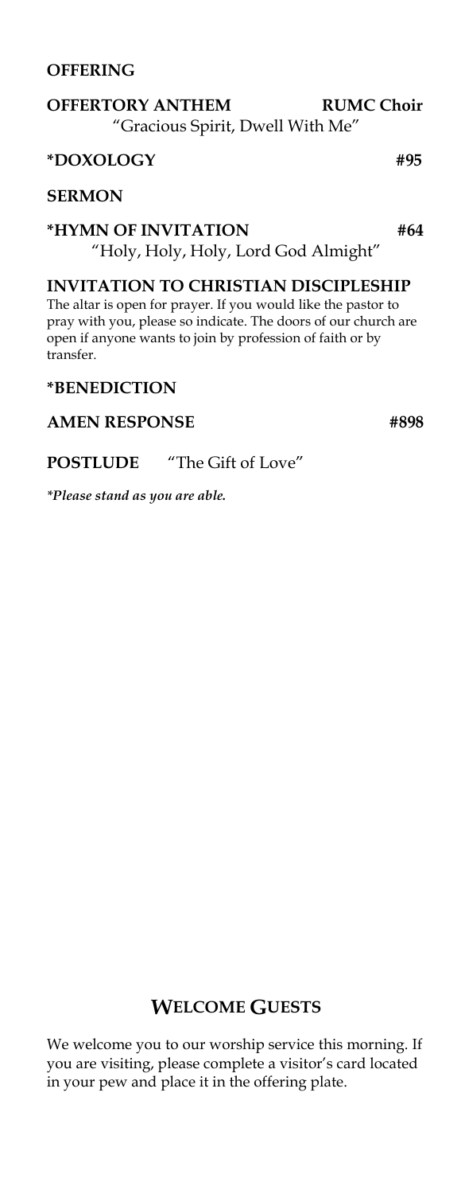**OFFERING**

**OFFERTORY ANTHEM** **RUMC Choir**
"Gracious Spirit, Dwell With Me"

***DOXOLOGY** **#95**

**SERMON**

***HYMN OF INVITATION** **#64**
"Holy, Holy, Holy, Lord God Almight"

**INVITATION TO CHRISTIAN DISCIPLESHIP**
The altar is open for prayer. If you would like the pastor to pray with you, please so indicate. The doors of our church are open if anyone wants to join by profession of faith or by transfer.

***BENEDICTION**

**AMEN RESPONSE** **#898**

**POSTLUDE** "The Gift of Love"

*\*Please stand as you are able.*

## WELCOME GUESTS

We welcome you to our worship service this morning. If you are visiting, please complete a visitor's card located in your pew and place it in the offering plate.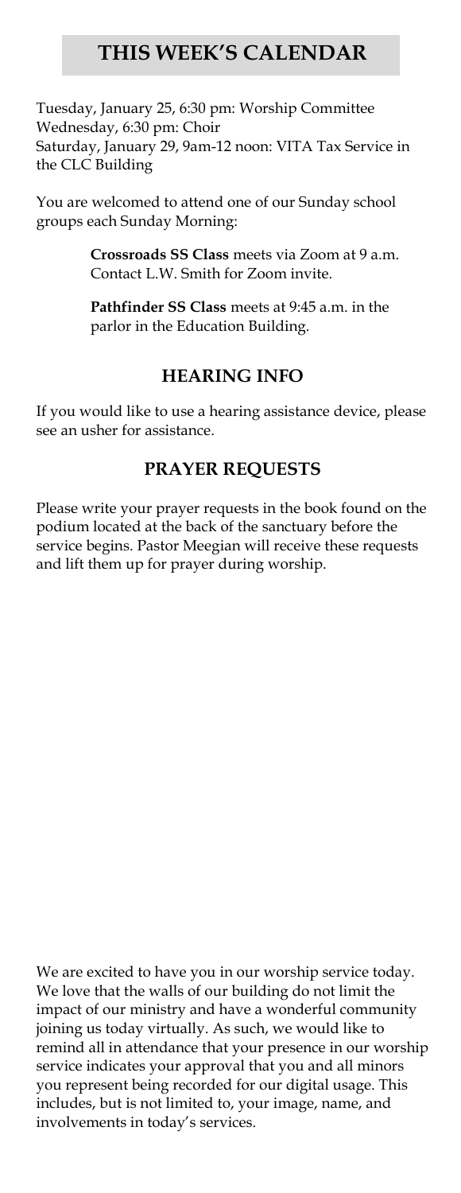## THIS WEEK'S CALENDAR

Tuesday, January 25, 6:30 pm: Worship Committee
Wednesday, 6:30 pm: Choir
Saturday, January 29, 9am-12 noon: VITA Tax Service in the CLC Building

You are welcomed to attend one of our Sunday school groups each Sunday Morning:

> **Crossroads SS Class** meets via Zoom at 9 a.m. Contact L.W. Smith for Zoom invite.
>
> **Pathfinder SS Class** meets at 9:45 a.m. in the parlor in the Education Building.

## HEARING INFO

If you would like to use a hearing assistance device, please see an usher for assistance.

## PRAYER REQUESTS

Please write your prayer requests in the book found on the podium located at the back of the sanctuary before the service begins. Pastor Meegian will receive these requests and lift them up for prayer during worship.

We are excited to have you in our worship service today. We love that the walls of our building do not limit the impact of our ministry and have a wonderful community joining us today virtually. As such, we would like to remind all in attendance that your presence in our worship service indicates your approval that you and all minors you represent being recorded for our digital usage. This includes, but is not limited to, your image, name, and involvements in today's services.